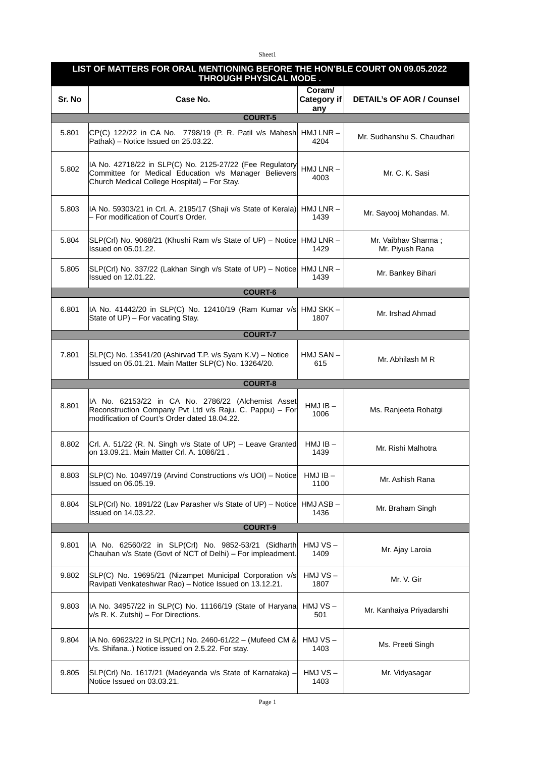# LIST OF MATTERS FOR ORAL MENTIONING BEFORE THE HON'BLE COURT ON 09.05.2022 THROUGH PHYSICAL MODE .

| Sr. No | Case No. | Coram/ Category if any | DETAIL's OF AOR / Counsel |
|---|---|---|---|
| | **COURT-5** | | |
| 5.801 | CP(C) 122/22 in CA No. 7798/19 (P. R. Patil v/s Mahesh Pathak) – Notice Issued on 25.03.22. | HMJ LNR – 4204 | Mr. Sudhanshu S. Chaudhari |
| 5.802 | IA No. 42718/22 in SLP(C) No. 2125-27/22 (Fee Regulatory Committee for Medical Education v/s Manager Believers Church Medical College Hospital) – For Stay. | HMJ LNR – 4003 | Mr. C. K. Sasi |
| 5.803 | IA No. 59303/21 in Crl. A. 2195/17 (Shaji v/s State of Kerala) – For modification of Court's Order. | HMJ LNR – 1439 | Mr. Sayooj Mohandas. M. |
| 5.804 | SLP(Crl) No. 9068/21 (Khushi Ram v/s State of UP) – Notice Issued on 05.01.22. | HMJ LNR – 1429 | Mr. Vaibhav Sharma ; Mr. Piyush Rana |
| 5.805 | SLP(Crl) No. 337/22 (Lakhan Singh v/s State of UP) – Notice Issued on 12.01.22. | HMJ LNR – 1439 | Mr. Bankey Bihari |
| | **COURT-6** | | |
| 6.801 | IA No. 41442/20 in SLP(C) No. 12410/19 (Ram Kumar v/s State of UP) – For vacating Stay. | HMJ SKK – 1807 | Mr. Irshad Ahmad |
| | **COURT-7** | | |
| 7.801 | SLP(C) No. 13541/20 (Ashirvad T.P. v/s Syam K.V) – Notice Issued on 05.01.21. Main Matter SLP(C) No. 13264/20. | HMJ SAN – 615 | Mr. Abhilash M R |
| | **COURT-8** | | |
| 8.801 | IA No. 62153/22 in CA No. 2786/22 (Alchemist Asset Reconstruction Company Pvt Ltd v/s Raju. C. Pappu) – For modification of Court's Order dated 18.04.22. | HMJ IB – 1006 | Ms. Ranjeeta Rohatgi |
| 8.802 | Crl. A. 51/22 (R. N. Singh v/s State of UP) – Leave Granted on 13.09.21. Main Matter Crl. A. 1086/21 . | HMJ IB – 1439 | Mr. Rishi Malhotra |
| 8.803 | SLP(C) No. 10497/19 (Arvind Constructions v/s UOI) – Notice Issued on 06.05.19. | HMJ IB – 1100 | Mr. Ashish Rana |
| 8.804 | SLP(Crl) No. 1891/22 (Lav Parasher v/s State of UP) – Notice Issued on 14.03.22. | HMJ ASB – 1436 | Mr. Braham Singh |
| | **COURT-9** | | |
| 9.801 | IA No. 62560/22 in SLP(Crl) No. 9852-53/21 (Sidharth Chauhan v/s State (Govt of NCT of Delhi) – For impleadment. | HMJ VS – 1409 | Mr. Ajay Laroia |
| 9.802 | SLP(C) No. 19695/21 (Nizampet Municipal Corporation v/s Ravipati Venkateshwar Rao) – Notice Issued on 13.12.21. | HMJ VS – 1807 | Mr. V. Gir |
| 9.803 | IA No. 34957/22 in SLP(C) No. 11166/19 (State of Haryana v/s R. K. Zutshi) – For Directions. | HMJ VS – 501 | Mr. Kanhaiya Priyadarshi |
| 9.804 | IA No. 69623/22 in SLP(Crl.) No. 2460-61/22 – (Mufeed CM & Vs. Shifana..) Notice issued on 2.5.22. For stay. | HMJ VS – 1403 | Ms. Preeti Singh |
| 9.805 | SLP(Crl) No. 1617/21 (Madeyanda v/s State of Karnataka) – Notice Issued on 03.03.21. | HMJ VS – 1403 | Mr. Vidyasagar |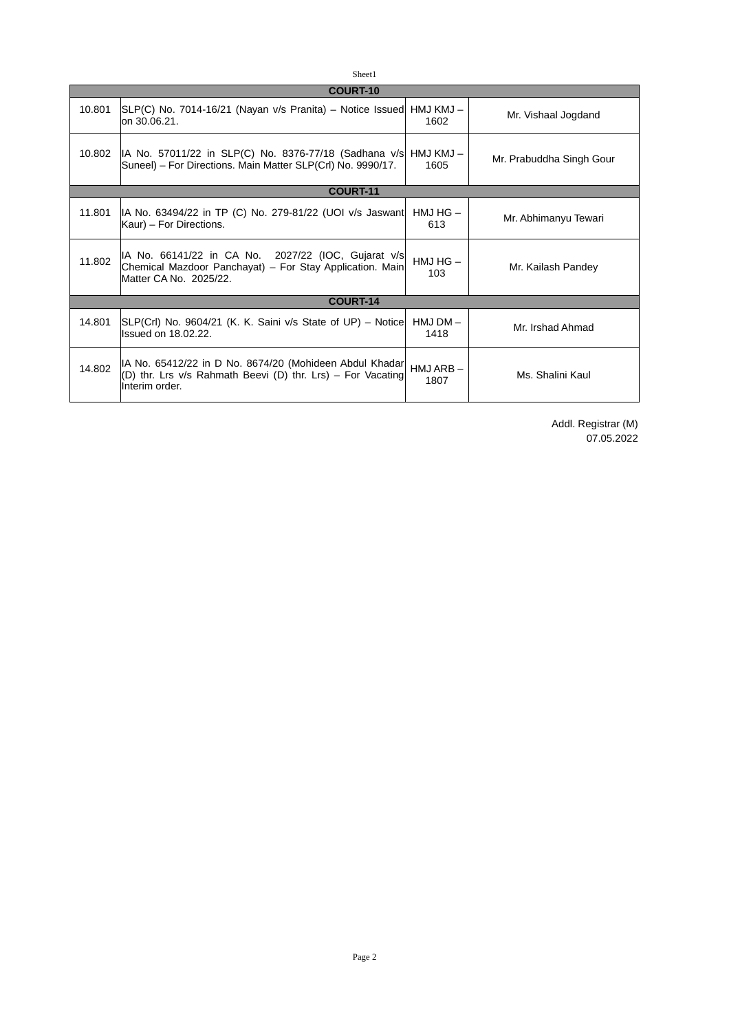| | | | |
|---|---|---|---|
| **COURT-10** | | | |
| 10.801 | SLP(C) No. 7014-16/21 (Nayan v/s Pranita) – Notice Issued on 30.06.21. | HMJ KMJ – 1602 | Mr. Vishaal Jogdand |
| 10.802 | IA No. 57011/22 in SLP(C) No. 8376-77/18 (Sadhana v/s Suneel) – For Directions. Main Matter SLP(Crl) No. 9990/17. | HMJ KMJ – 1605 | Mr. Prabuddha Singh Gour |
| **COURT-11** | | | |
| 11.801 | IA No. 63494/22 in TP (C) No. 279-81/22 (UOI v/s Jaswant Kaur) – For Directions. | HMJ HG – 613 | Mr. Abhimanyu Tewari |
| 11.802 | IA No. 66141/22 in CA No. 2027/22 (IOC, Gujarat v/s Chemical Mazdoor Panchayat) – For Stay Application. Main Matter CA No. 2025/22. | HMJ HG – 103 | Mr. Kailash Pandey |
| **COURT-14** | | | |
| 14.801 | SLP(Crl) No. 9604/21 (K. K. Saini v/s State of UP) – Notice Issued on 18.02.22. | HMJ DM – 1418 | Mr. Irshad Ahmad |
| 14.802 | IA No. 65412/22 in D No. 8674/20 (Mohideen Abdul Khadar (D) thr. Lrs v/s Rahmath Beevi (D) thr. Lrs) – For Vacating Interim order. | HMJ ARB – 1807 | Ms. Shalini Kaul |

Addl. Registrar (M)
07.05.2022